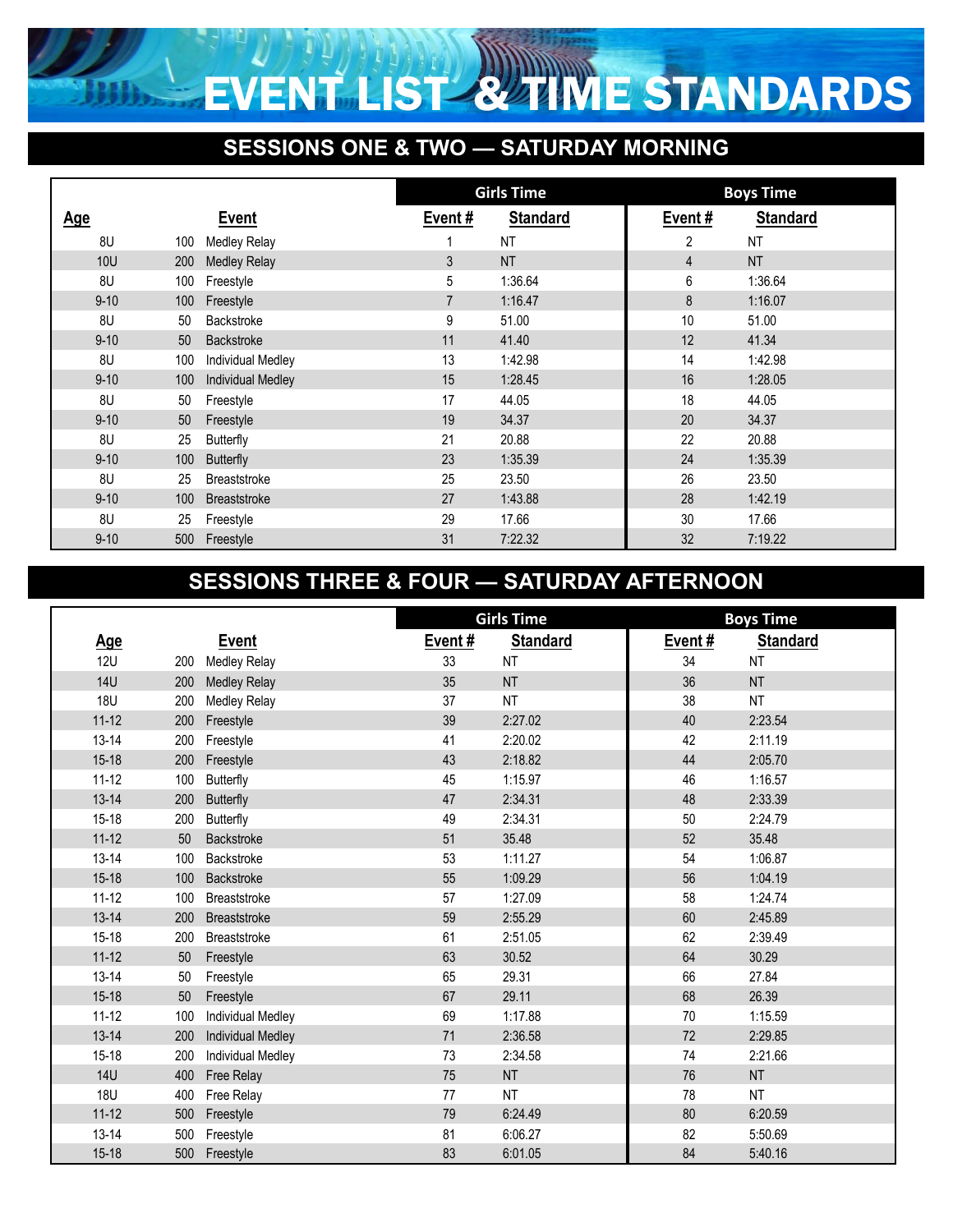# EVENT LIST & TIME STANDARDS

## SESSIONS ONE & TWO — SATURDAY MORNING

| Age | | Event | Girls Time | | Boys Time | |
|---|---|---|---|---|---|---|
| | | | Event # | Standard | Event # | Standard |
| 8U | 100 | Medley Relay | 1 | NT | 2 | NT |
| 10U | 200 | Medley Relay | 3 | NT | 4 | NT |
| 8U | 100 | Freestyle | 5 | 1:36.64 | 6 | 1:36.64 |
| 9-10 | 100 | Freestyle | 7 | 1:16.47 | 8 | 1:16.07 |
| 8U | 50 | Backstroke | 9 | 51.00 | 10 | 51.00 |
| 9-10 | 50 | Backstroke | 11 | 41.40 | 12 | 41.34 |
| 8U | 100 | Individual Medley | 13 | 1:42.98 | 14 | 1:42.98 |
| 9-10 | 100 | Individual Medley | 15 | 1:28.45 | 16 | 1:28.05 |
| 8U | 50 | Freestyle | 17 | 44.05 | 18 | 44.05 |
| 9-10 | 50 | Freestyle | 19 | 34.37 | 20 | 34.37 |
| 8U | 25 | Butterfly | 21 | 20.88 | 22 | 20.88 |
| 9-10 | 100 | Butterfly | 23 | 1:35.39 | 24 | 1:35.39 |
| 8U | 25 | Breaststroke | 25 | 23.50 | 26 | 23.50 |
| 9-10 | 100 | Breaststroke | 27 | 1:43.88 | 28 | 1:42.19 |
| 8U | 25 | Freestyle | 29 | 17.66 | 30 | 17.66 |
| 9-10 | 500 | Freestyle | 31 | 7:22.32 | 32 | 7:19.22 |

## SESSIONS THREE & FOUR — SATURDAY AFTERNOON

| Age | | Event | Girls Time | | Boys Time | |
|---|---|---|---|---|---|---|
| | | | Event # | Standard | Event # | Standard |
| 12U | 200 | Medley Relay | 33 | NT | 34 | NT |
| 14U | 200 | Medley Relay | 35 | NT | 36 | NT |
| 18U | 200 | Medley Relay | 37 | NT | 38 | NT |
| 11-12 | 200 | Freestyle | 39 | 2:27.02 | 40 | 2:23.54 |
| 13-14 | 200 | Freestyle | 41 | 2:20.02 | 42 | 2:11.19 |
| 15-18 | 200 | Freestyle | 43 | 2:18.82 | 44 | 2:05.70 |
| 11-12 | 100 | Butterfly | 45 | 1:15.97 | 46 | 1:16.57 |
| 13-14 | 200 | Butterfly | 47 | 2:34.31 | 48 | 2:33.39 |
| 15-18 | 200 | Butterfly | 49 | 2:34.31 | 50 | 2:24.79 |
| 11-12 | 50 | Backstroke | 51 | 35.48 | 52 | 35.48 |
| 13-14 | 100 | Backstroke | 53 | 1:11.27 | 54 | 1:06.87 |
| 15-18 | 100 | Backstroke | 55 | 1:09.29 | 56 | 1:04.19 |
| 11-12 | 100 | Breaststroke | 57 | 1:27.09 | 58 | 1:24.74 |
| 13-14 | 200 | Breaststroke | 59 | 2:55.29 | 60 | 2:45.89 |
| 15-18 | 200 | Breaststroke | 61 | 2:51.05 | 62 | 2:39.49 |
| 11-12 | 50 | Freestyle | 63 | 30.52 | 64 | 30.29 |
| 13-14 | 50 | Freestyle | 65 | 29.31 | 66 | 27.84 |
| 15-18 | 50 | Freestyle | 67 | 29.11 | 68 | 26.39 |
| 11-12 | 100 | Individual Medley | 69 | 1:17.88 | 70 | 1:15.59 |
| 13-14 | 200 | Individual Medley | 71 | 2:36.58 | 72 | 2:29.85 |
| 15-18 | 200 | Individual Medley | 73 | 2:34.58 | 74 | 2:21.66 |
| 14U | 400 | Free Relay | 75 | NT | 76 | NT |
| 18U | 400 | Free Relay | 77 | NT | 78 | NT |
| 11-12 | 500 | Freestyle | 79 | 6:24.49 | 80 | 6:20.59 |
| 13-14 | 500 | Freestyle | 81 | 6:06.27 | 82 | 5:50.69 |
| 15-18 | 500 | Freestyle | 83 | 6:01.05 | 84 | 5:40.16 |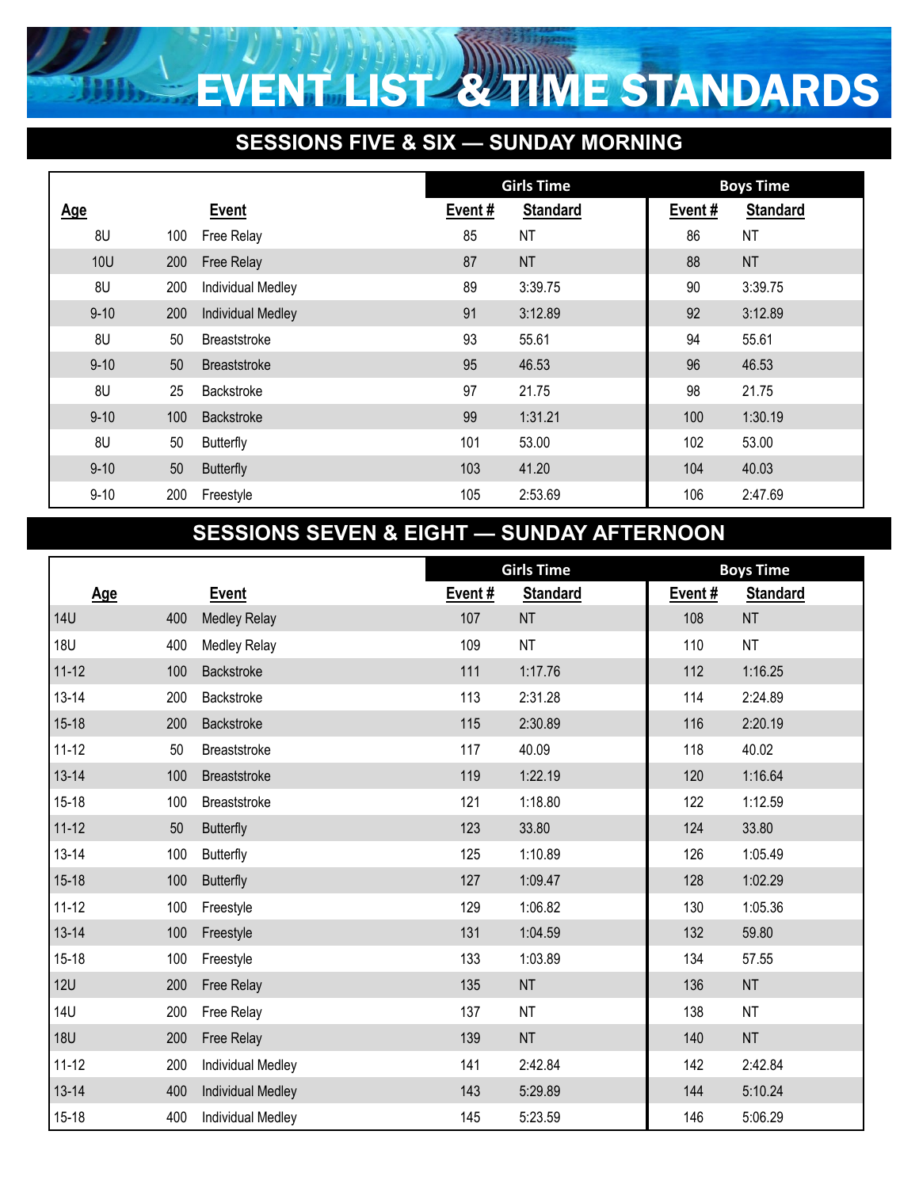# EVENT LIST & TIME STANDARDS

## SESSIONS FIVE & SIX — SUNDAY MORNING

| | | | Girls Time | | Boys Time | |
|---|---|---|---|---|---|---|
| **Age** | | **Event** | **Event #** | **Standard** | **Event #** | **Standard** |
| 8U | 100 | Free Relay | 85 | NT | 86 | NT |
| 10U | 200 | Free Relay | 87 | NT | 88 | NT |
| 8U | 200 | Individual Medley | 89 | 3:39.75 | 90 | 3:39.75 |
| 9-10 | 200 | Individual Medley | 91 | 3:12.89 | 92 | 3:12.89 |
| 8U | 50 | Breaststroke | 93 | 55.61 | 94 | 55.61 |
| 9-10 | 50 | Breaststroke | 95 | 46.53 | 96 | 46.53 |
| 8U | 25 | Backstroke | 97 | 21.75 | 98 | 21.75 |
| 9-10 | 100 | Backstroke | 99 | 1:31.21 | 100 | 1:30.19 |
| 8U | 50 | Butterfly | 101 | 53.00 | 102 | 53.00 |
| 9-10 | 50 | Butterfly | 103 | 41.20 | 104 | 40.03 |
| 9-10 | 200 | Freestyle | 105 | 2:53.69 | 106 | 2:47.69 |

## SESSIONS SEVEN & EIGHT — SUNDAY AFTERNOON

| | | | Girls Time | | Boys Time | |
|---|---|---|---|---|---|---|
| **Age** | | **Event** | **Event #** | **Standard** | **Event #** | **Standard** |
| 14U | 400 | Medley Relay | 107 | NT | 108 | NT |
| 18U | 400 | Medley Relay | 109 | NT | 110 | NT |
| 11-12 | 100 | Backstroke | 111 | 1:17.76 | 112 | 1:16.25 |
| 13-14 | 200 | Backstroke | 113 | 2:31.28 | 114 | 2:24.89 |
| 15-18 | 200 | Backstroke | 115 | 2:30.89 | 116 | 2:20.19 |
| 11-12 | 50 | Breaststroke | 117 | 40.09 | 118 | 40.02 |
| 13-14 | 100 | Breaststroke | 119 | 1:22.19 | 120 | 1:16.64 |
| 15-18 | 100 | Breaststroke | 121 | 1:18.80 | 122 | 1:12.59 |
| 11-12 | 50 | Butterfly | 123 | 33.80 | 124 | 33.80 |
| 13-14 | 100 | Butterfly | 125 | 1:10.89 | 126 | 1:05.49 |
| 15-18 | 100 | Butterfly | 127 | 1:09.47 | 128 | 1:02.29 |
| 11-12 | 100 | Freestyle | 129 | 1:06.82 | 130 | 1:05.36 |
| 13-14 | 100 | Freestyle | 131 | 1:04.59 | 132 | 59.80 |
| 15-18 | 100 | Freestyle | 133 | 1:03.89 | 134 | 57.55 |
| 12U | 200 | Free Relay | 135 | NT | 136 | NT |
| 14U | 200 | Free Relay | 137 | NT | 138 | NT |
| 18U | 200 | Free Relay | 139 | NT | 140 | NT |
| 11-12 | 200 | Individual Medley | 141 | 2:42.84 | 142 | 2:42.84 |
| 13-14 | 400 | Individual Medley | 143 | 5:29.89 | 144 | 5:10.24 |
| 15-18 | 400 | Individual Medley | 145 | 5:23.59 | 146 | 5:06.29 |